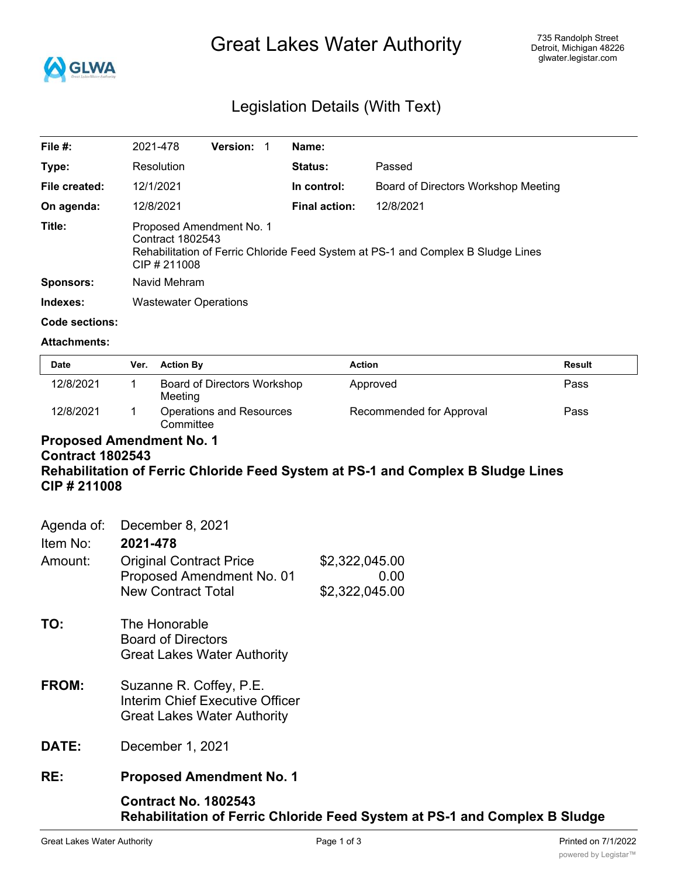# Great Lakes Water Authority

735 Randolph Street
Detroit, Michigan 48226
glwater.legistar.com

## Legislation Details (With Text)

| | | | |
|---|---|---|---|
| **File #:** | 2021-478 **Version:** 1 | **Name:** | |
| **Type:** | Resolution | **Status:** | Passed |
| **File created:** | 12/1/2021 | **In control:** | Board of Directors Workshop Meeting |
| **On agenda:** | 12/8/2021 | **Final action:** | 12/8/2021 |
| **Title:** | Proposed Amendment No. 1<br>Contract 1802543<br>Rehabilitation of Ferric Chloride Feed System at PS-1 and Complex B Sludge Lines<br>CIP # 211008 | | |
| **Sponsors:** | Navid Mehram | | |
| **Indexes:** | Wastewater Operations | | |
| **Code sections:** | | | |
| **Attachments:** | | | |

| Date | Ver. | Action By | Action | Result |
|---|---|---|---|---|
| 12/8/2021 | 1 | Board of Directors Workshop Meeting | Approved | Pass |
| 12/8/2021 | 1 | Operations and Resources Committee | Recommended for Approval | Pass |

**Proposed Amendment No. 1**
**Contract 1802543**
**Rehabilitation of Ferric Chloride Feed System at PS-1 and Complex B Sludge Lines**
**CIP # 211008**

Agenda of: December 8, 2021

Item No: **2021-478**

Amount:

| | |
|---|---|
| Original Contract Price | $2,322,045.00 |
| Proposed Amendment No. 01 | 0.00 |
| New Contract Total | $2,322,045.00 |

**TO:** The Honorable
Board of Directors
Great Lakes Water Authority

**FROM:** Suzanne R. Coffey, P.E.
Interim Chief Executive Officer
Great Lakes Water Authority

**DATE:** December 1, 2021

**RE:** **Proposed Amendment No. 1**

**Contract No. 1802543**
**Rehabilitation of Ferric Chloride Feed System at PS-1 and Complex B Sludge**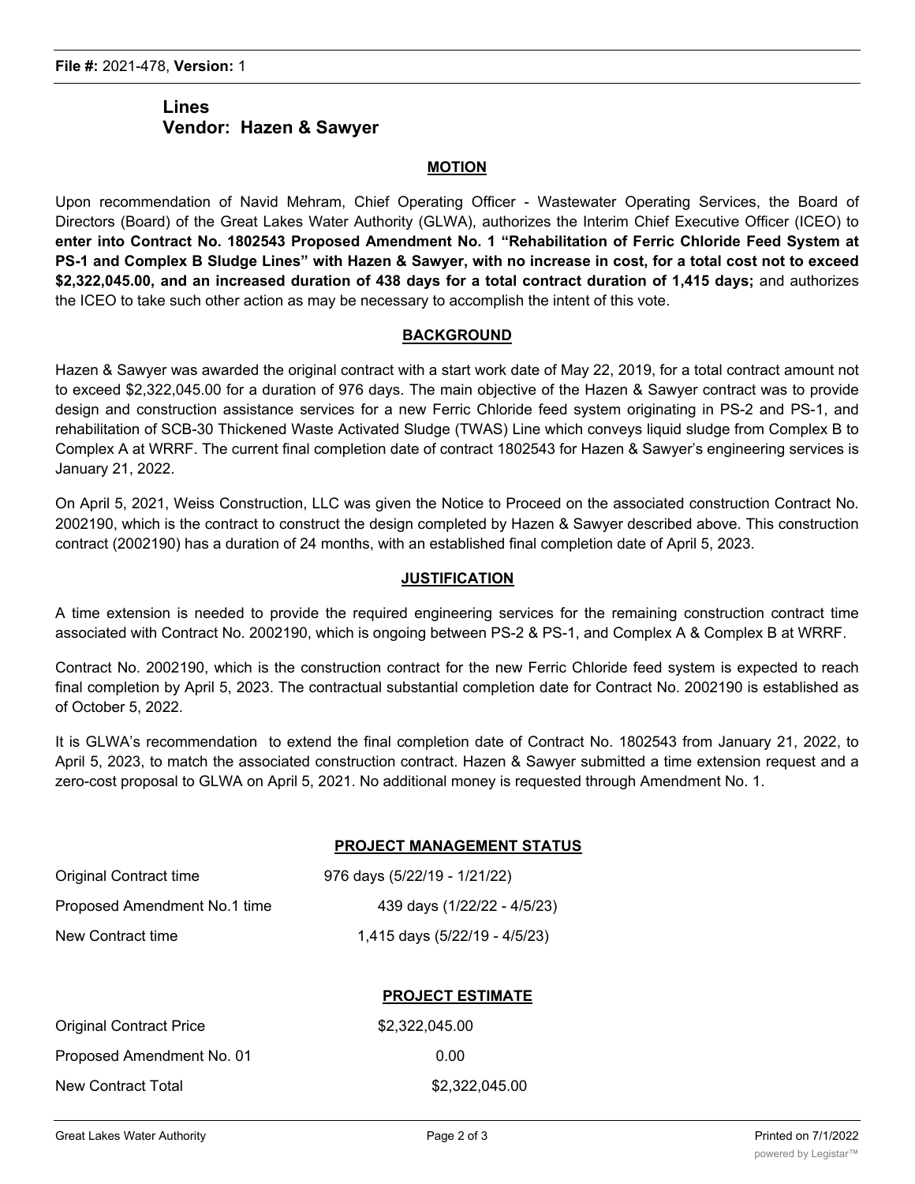**Lines**
**Vendor: Hazen & Sawyer**

## MOTION

Upon recommendation of Navid Mehram, Chief Operating Officer - Wastewater Operating Services, the Board of Directors (Board) of the Great Lakes Water Authority (GLWA), authorizes the Interim Chief Executive Officer (ICEO) to **enter into Contract No. 1802543 Proposed Amendment No. 1 "Rehabilitation of Ferric Chloride Feed System at PS-1 and Complex B Sludge Lines" with Hazen & Sawyer, with no increase in cost, for a total cost not to exceed $2,322,045.00, and an increased duration of 438 days for a total contract duration of 1,415 days;** and authorizes the ICEO to take such other action as may be necessary to accomplish the intent of this vote.

## BACKGROUND

Hazen & Sawyer was awarded the original contract with a start work date of May 22, 2019, for a total contract amount not to exceed $2,322,045.00 for a duration of 976 days. The main objective of the Hazen & Sawyer contract was to provide design and construction assistance services for a new Ferric Chloride feed system originating in PS-2 and PS-1, and rehabilitation of SCB-30 Thickened Waste Activated Sludge (TWAS) Line which conveys liquid sludge from Complex B to Complex A at WRRF. The current final completion date of contract 1802543 for Hazen & Sawyer's engineering services is January 21, 2022.

On April 5, 2021, Weiss Construction, LLC was given the Notice to Proceed on the associated construction Contract No. 2002190, which is the contract to construct the design completed by Hazen & Sawyer described above. This construction contract (2002190) has a duration of 24 months, with an established final completion date of April 5, 2023.

## JUSTIFICATION

A time extension is needed to provide the required engineering services for the remaining construction contract time associated with Contract No. 2002190, which is ongoing between PS-2 & PS-1, and Complex A & Complex B at WRRF.

Contract No. 2002190, which is the construction contract for the new Ferric Chloride feed system is expected to reach final completion by April 5, 2023. The contractual substantial completion date for Contract No. 2002190 is established as of October 5, 2022.

It is GLWA's recommendation to extend the final completion date of Contract No. 1802543 from January 21, 2022, to April 5, 2023, to match the associated construction contract. Hazen & Sawyer submitted a time extension request and a zero-cost proposal to GLWA on April 5, 2021. No additional money is requested through Amendment No. 1.

## PROJECT MANAGEMENT STATUS

| | |
|---|---|
| Original Contract time | 976 days (5/22/19 - 1/21/22) |
| Proposed Amendment No.1 time | 439 days (1/22/22 - 4/5/23) |
| New Contract time | 1,415 days (5/22/19 - 4/5/23) |

## PROJECT ESTIMATE

| | |
|---|---|
| Original Contract Price | $2,322,045.00 |
| Proposed Amendment No. 01 | 0.00 |
| New Contract Total | $2,322,045.00 |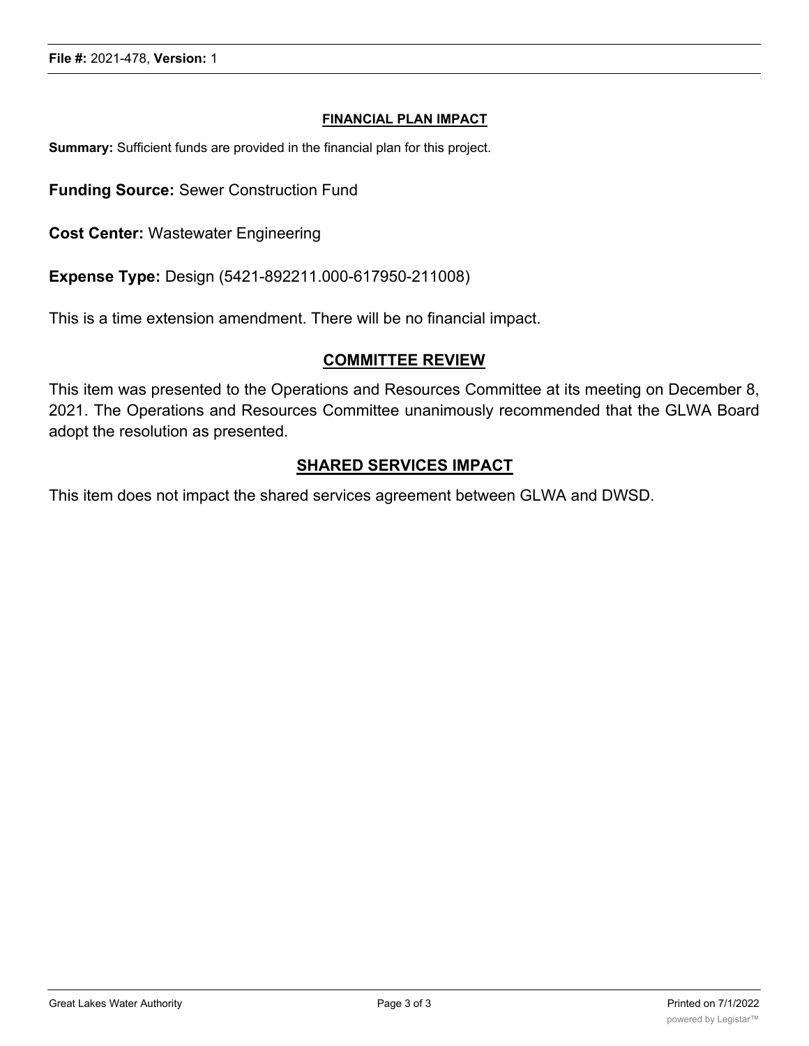## FINANCIAL PLAN IMPACT

**Summary:** Sufficient funds are provided in the financial plan for this project.

**Funding Source:** Sewer Construction Fund

**Cost Center:** Wastewater Engineering

**Expense Type:** Design (5421-892211.000-617950-211008)

This is a time extension amendment. There will be no financial impact.

## COMMITTEE REVIEW

This item was presented to the Operations and Resources Committee at its meeting on December 8, 2021. The Operations and Resources Committee unanimously recommended that the GLWA Board adopt the resolution as presented.

## SHARED SERVICES IMPACT

This item does not impact the shared services agreement between GLWA and DWSD.